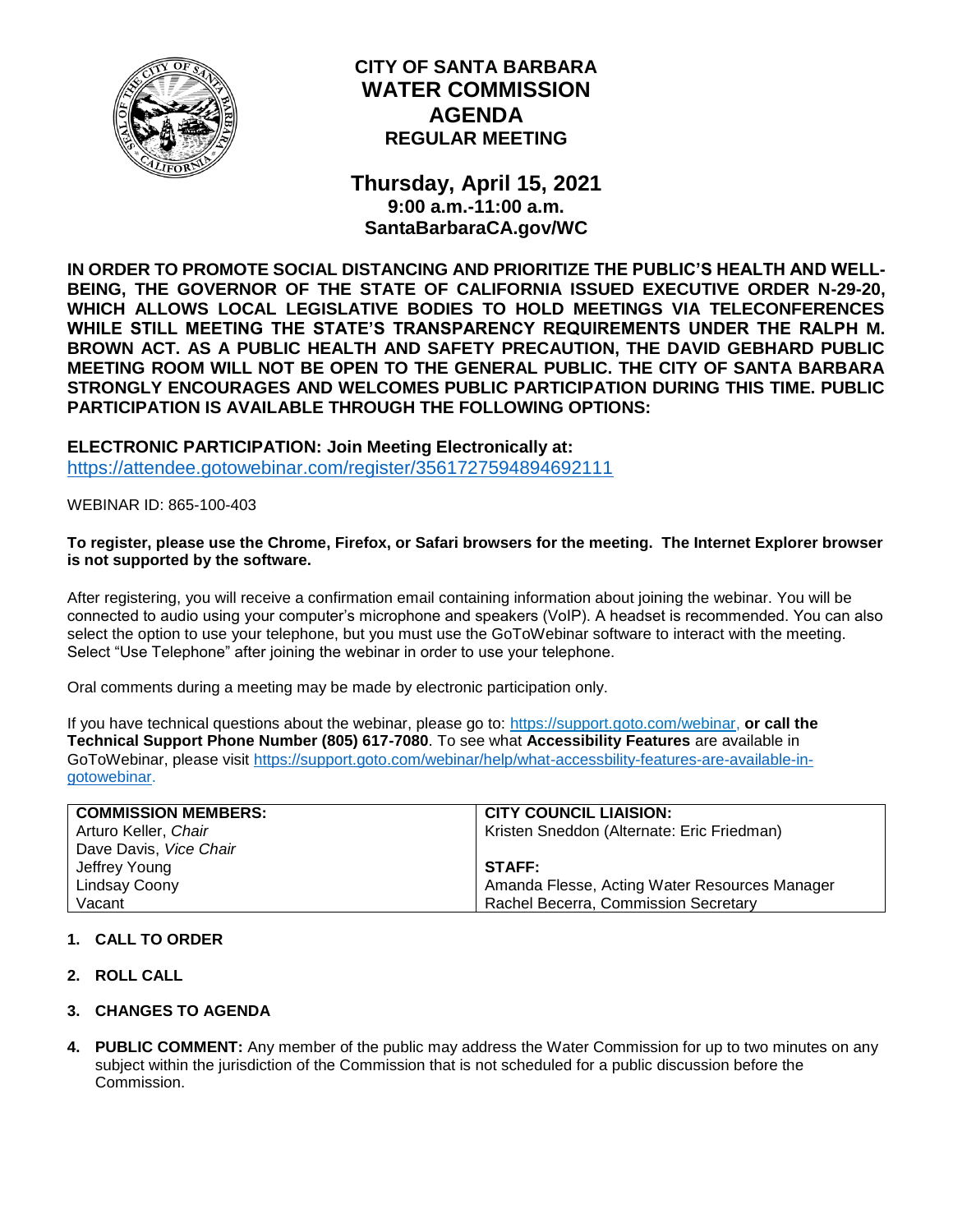# CITY OF SANTA BARBARA
# WATER COMMISSION
# AGENDA
## REGULAR MEETING

## Thursday, April 15, 2021
**9:00 a.m.-11:00 a.m.**
**SantaBarbaraCA.gov/WC**

**IN ORDER TO PROMOTE SOCIAL DISTANCING AND PRIORITIZE THE PUBLIC'S HEALTH AND WELL-BEING, THE GOVERNOR OF THE STATE OF CALIFORNIA ISSUED EXECUTIVE ORDER N-29-20, WHICH ALLOWS LOCAL LEGISLATIVE BODIES TO HOLD MEETINGS VIA TELECONFERENCES WHILE STILL MEETING THE STATE'S TRANSPARENCY REQUIREMENTS UNDER THE RALPH M. BROWN ACT. AS A PUBLIC HEALTH AND SAFETY PRECAUTION, THE DAVID GEBHARD PUBLIC MEETING ROOM WILL NOT BE OPEN TO THE GENERAL PUBLIC. THE CITY OF SANTA BARBARA STRONGLY ENCOURAGES AND WELCOMES PUBLIC PARTICIPATION DURING THIS TIME. PUBLIC PARTICIPATION IS AVAILABLE THROUGH THE FOLLOWING OPTIONS:**

**ELECTRONIC PARTICIPATION: Join Meeting Electronically at:**
https://attendee.gotowebinar.com/register/3561727594894692111

WEBINAR ID: 865-100-403

**To register, please use the Chrome, Firefox, or Safari browsers for the meeting. The Internet Explorer browser is not supported by the software.**

After registering, you will receive a confirmation email containing information about joining the webinar. You will be connected to audio using your computer's microphone and speakers (VoIP). A headset is recommended. You can also select the option to use your telephone, but you must use the GoToWebinar software to interact with the meeting. Select "Use Telephone" after joining the webinar in order to use your telephone.

Oral comments during a meeting may be made by electronic participation only.

If you have technical questions about the webinar, please go to: https://support.goto.com/webinar, **or call the Technical Support Phone Number (805) 617-7080**. To see what **Accessibility Features** are available in GoToWebinar, please visit https://support.goto.com/webinar/help/what-accessbility-features-are-available-in-gotowebinar.

| **COMMISSION MEMBERS:** | **CITY COUNCIL LIAISION:** |
|---|---|
| Arturo Keller, *Chair* | Kristen Sneddon (Alternate: Eric Friedman) |
| Dave Davis, *Vice Chair* | |
| Jeffrey Young | **STAFF:** |
| Lindsay Coony | Amanda Flesse, Acting Water Resources Manager |
| Vacant | Rachel Becerra, Commission Secretary |

1. **CALL TO ORDER**

2. **ROLL CALL**

3. **CHANGES TO AGENDA**

4. **PUBLIC COMMENT:** Any member of the public may address the Water Commission for up to two minutes on any subject within the jurisdiction of the Commission that is not scheduled for a public discussion before the Commission.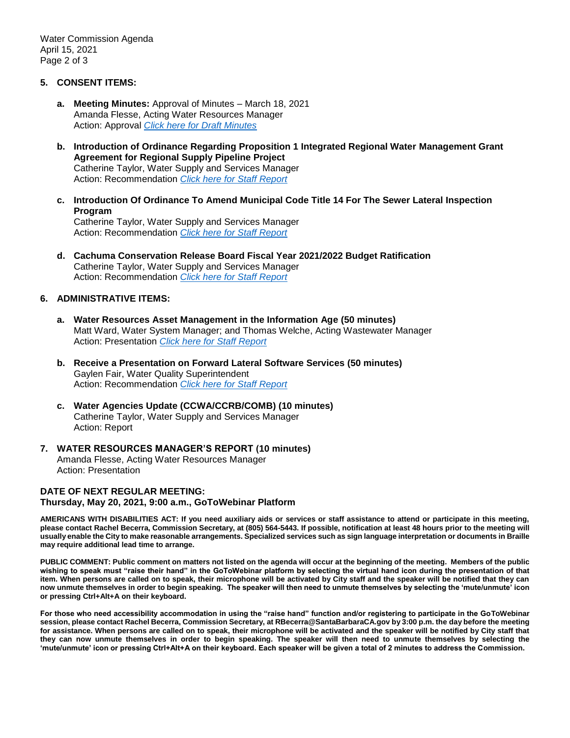## 5. CONSENT ITEMS:

**a. Meeting Minutes:** Approval of Minutes – March 18, 2021
Amanda Flesse, Acting Water Resources Manager
Action: Approval *Click here for Draft Minutes*

**b. Introduction of Ordinance Regarding Proposition 1 Integrated Regional Water Management Grant Agreement for Regional Supply Pipeline Project**
Catherine Taylor, Water Supply and Services Manager
Action: Recommendation *Click here for Staff Report*

**c. Introduction Of Ordinance To Amend Municipal Code Title 14 For The Sewer Lateral Inspection Program**
Catherine Taylor, Water Supply and Services Manager
Action: Recommendation *Click here for Staff Report*

**d. Cachuma Conservation Release Board Fiscal Year 2021/2022 Budget Ratification**
Catherine Taylor, Water Supply and Services Manager
Action: Recommendation *Click here for Staff Report*

## 6. ADMINISTRATIVE ITEMS:

**a. Water Resources Asset Management in the Information Age (50 minutes)**
Matt Ward, Water System Manager; and Thomas Welche, Acting Wastewater Manager
Action: Presentation *Click here for Staff Report*

**b. Receive a Presentation on Forward Lateral Software Services (50 minutes)**
Gaylen Fair, Water Quality Superintendent
Action: Recommendation *Click here for Staff Report*

**c. Water Agencies Update (CCWA/CCRB/COMB) (10 minutes)**
Catherine Taylor, Water Supply and Services Manager
Action: Report

## 7. WATER RESOURCES MANAGER'S REPORT (10 minutes)

Amanda Flesse, Acting Water Resources Manager
Action: Presentation

**DATE OF NEXT REGULAR MEETING:**
**Thursday, May 20, 2021, 9:00 a.m., GoToWebinar Platform**

**AMERICANS WITH DISABILITIES ACT: If you need auxiliary aids or services or staff assistance to attend or participate in this meeting, please contact Rachel Becerra, Commission Secretary, at (805) 564-5443. If possible, notification at least 48 hours prior to the meeting will usually enable the City to make reasonable arrangements. Specialized services such as sign language interpretation or documents in Braille may require additional lead time to arrange.**

**PUBLIC COMMENT: Public comment on matters not listed on the agenda will occur at the beginning of the meeting. Members of the public wishing to speak must "raise their hand" in the GoToWebinar platform by selecting the virtual hand icon during the presentation of that item. When persons are called on to speak, their microphone will be activated by City staff and the speaker will be notified that they can now unmute themselves in order to begin speaking. The speaker will then need to unmute themselves by selecting the 'mute/unmute' icon or pressing Ctrl+Alt+A on their keyboard.**

**For those who need accessibility accommodation in using the "raise hand" function and/or registering to participate in the GoToWebinar session, please contact Rachel Becerra, Commission Secretary, at RBecerra@SantaBarbaraCA.gov by 3:00 p.m. the day before the meeting for assistance. When persons are called on to speak, their microphone will be activated and the speaker will be notified by City staff that they can now unmute themselves in order to begin speaking. The speaker will then need to unmute themselves by selecting the 'mute/unmute' icon or pressing Ctrl+Alt+A on their keyboard. Each speaker will be given a total of 2 minutes to address the Commission.**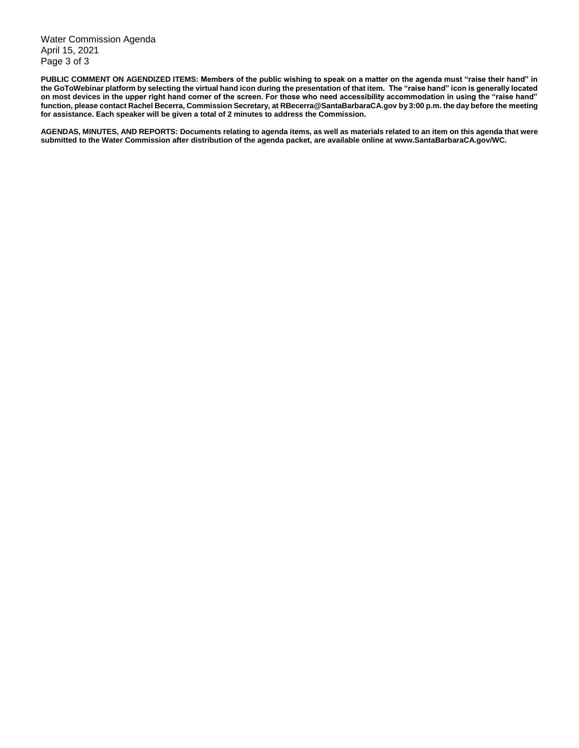**PUBLIC COMMENT ON AGENDIZED ITEMS: Members of the public wishing to speak on a matter on the agenda must "raise their hand" in the GoToWebinar platform by selecting the virtual hand icon during the presentation of that item. The "raise hand" icon is generally located on most devices in the upper right hand corner of the screen. For those who need accessibility accommodation in using the "raise hand" function, please contact Rachel Becerra, Commission Secretary, at RBecerra@SantaBarbaraCA.gov by 3:00 p.m. the day before the meeting for assistance. Each speaker will be given a total of 2 minutes to address the Commission.**

**AGENDAS, MINUTES, AND REPORTS: Documents relating to agenda items, as well as materials related to an item on this agenda that were submitted to the Water Commission after distribution of the agenda packet, are available online at www.SantaBarbaraCA.gov/WC.**